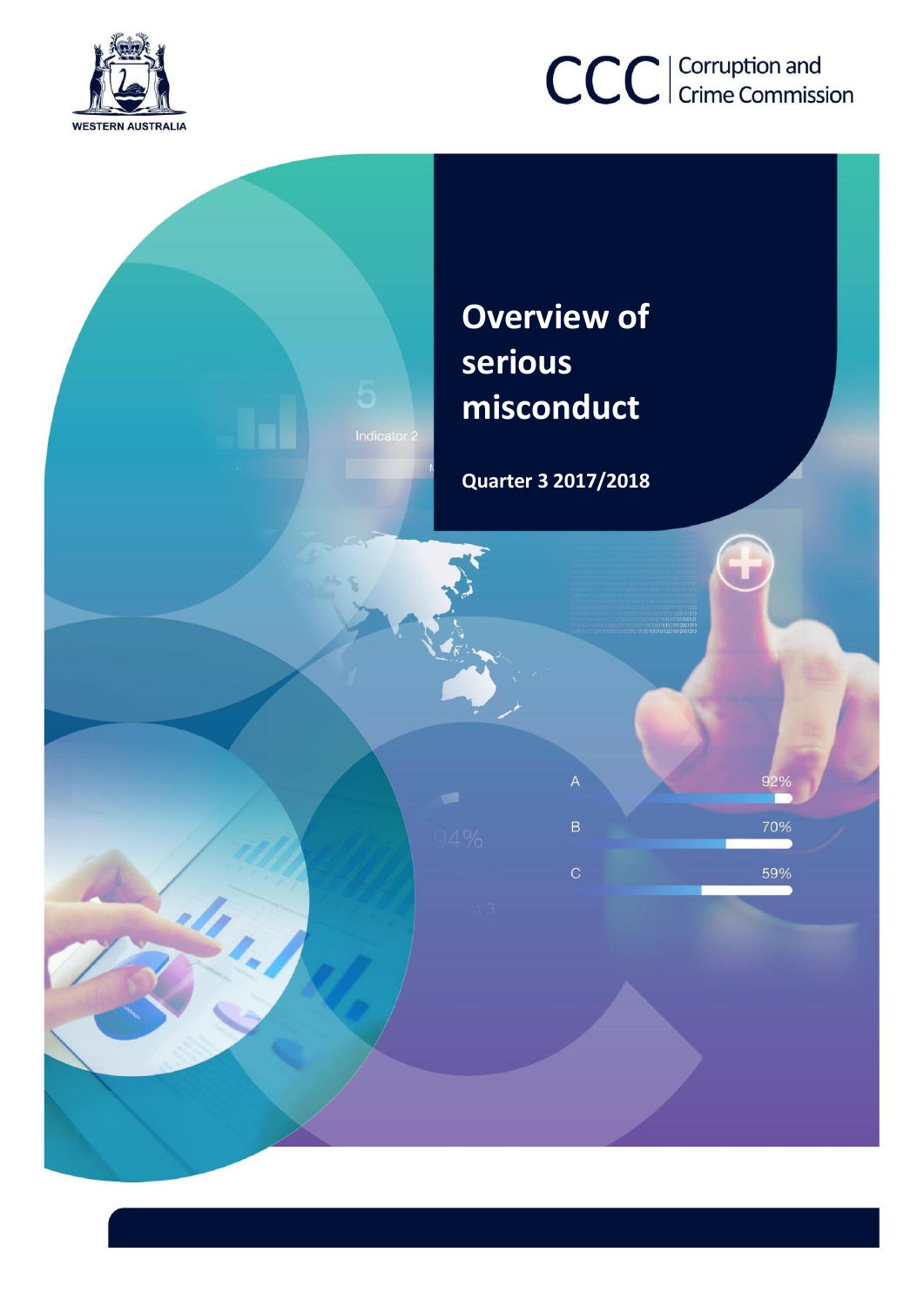WESTERN AUSTRALIA

CCC | Corruption and Crime Commission

# Overview of serious misconduct

**Quarter 3 2017/2018**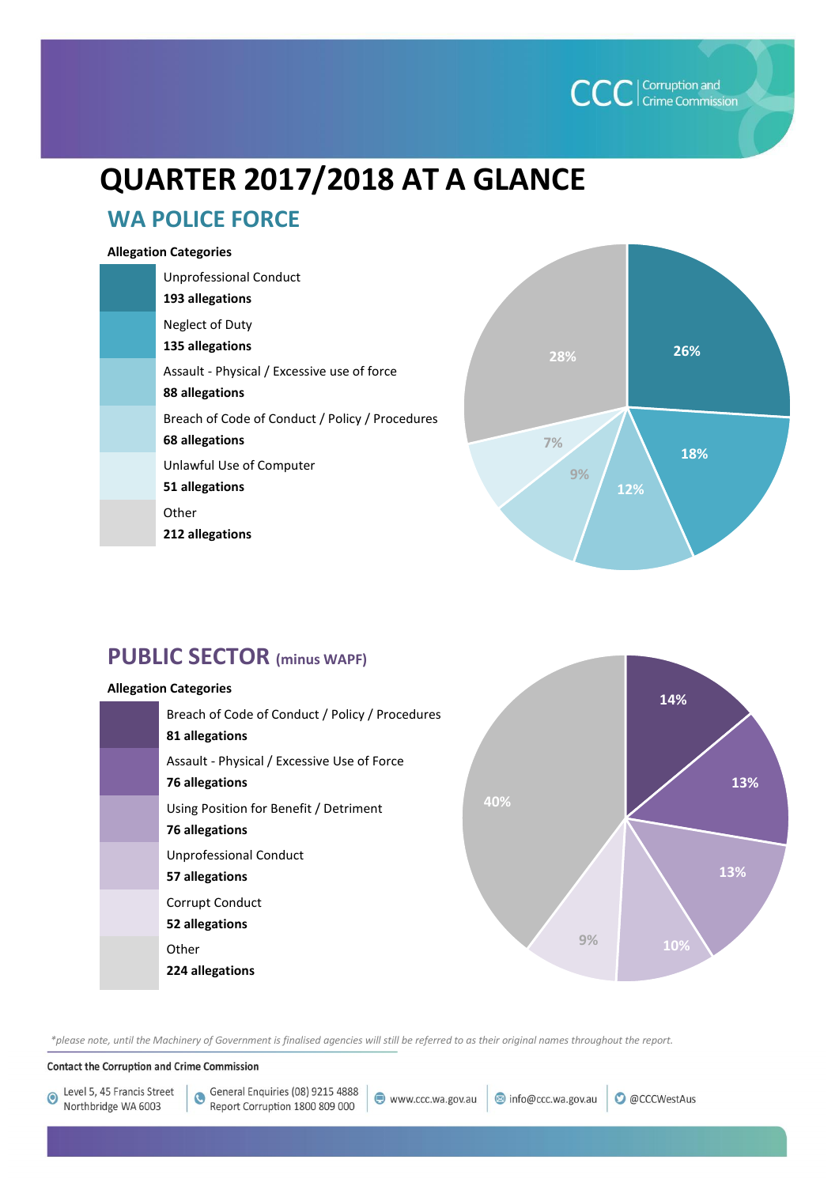# QUARTER 2017/2018 AT A GLANCE

## WA POLICE FORCE

**Allegation Categories**

| Category | Allegations | Percentage |
|---|---|---|
| Unprofessional Conduct | **193 allegations** | 26% |
| Neglect of Duty | **135 allegations** | 18% |
| Assault - Physical / Excessive use of force | **88 allegations** | 12% |
| Breach of Code of Conduct / Policy / Procedures | **68 allegations** | 9% |
| Unlawful Use of Computer | **51 allegations** | 7% |
| Other | **212 allegations** | 28% |

## PUBLIC SECTOR (minus WAPF)

**Allegation Categories**

| Category | Allegations | Percentage |
|---|---|---|
| Breach of Code of Conduct / Policy / Procedures | **81 allegations** | 14% |
| Assault - Physical / Excessive Use of Force | **76 allegations** | 13% |
| Using Position for Benefit / Detriment | **76 allegations** | 13% |
| Unprofessional Conduct | **57 allegations** | 10% |
| Corrupt Conduct | **52 allegations** | 9% |
| Other | **224 allegations** | 40% |

*\*please note, until the Machinery of Government is finalised agencies will still be referred to as their original names throughout the report.*

**Contact the Corruption and Crime Commission**

Level 5, 45 Francis Street Northbridge WA 6003 | General Enquiries (08) 9215 4888 Report Corruption 1800 809 000 | www.ccc.wa.gov.au | info@ccc.wa.gov.au | @CCCWestAus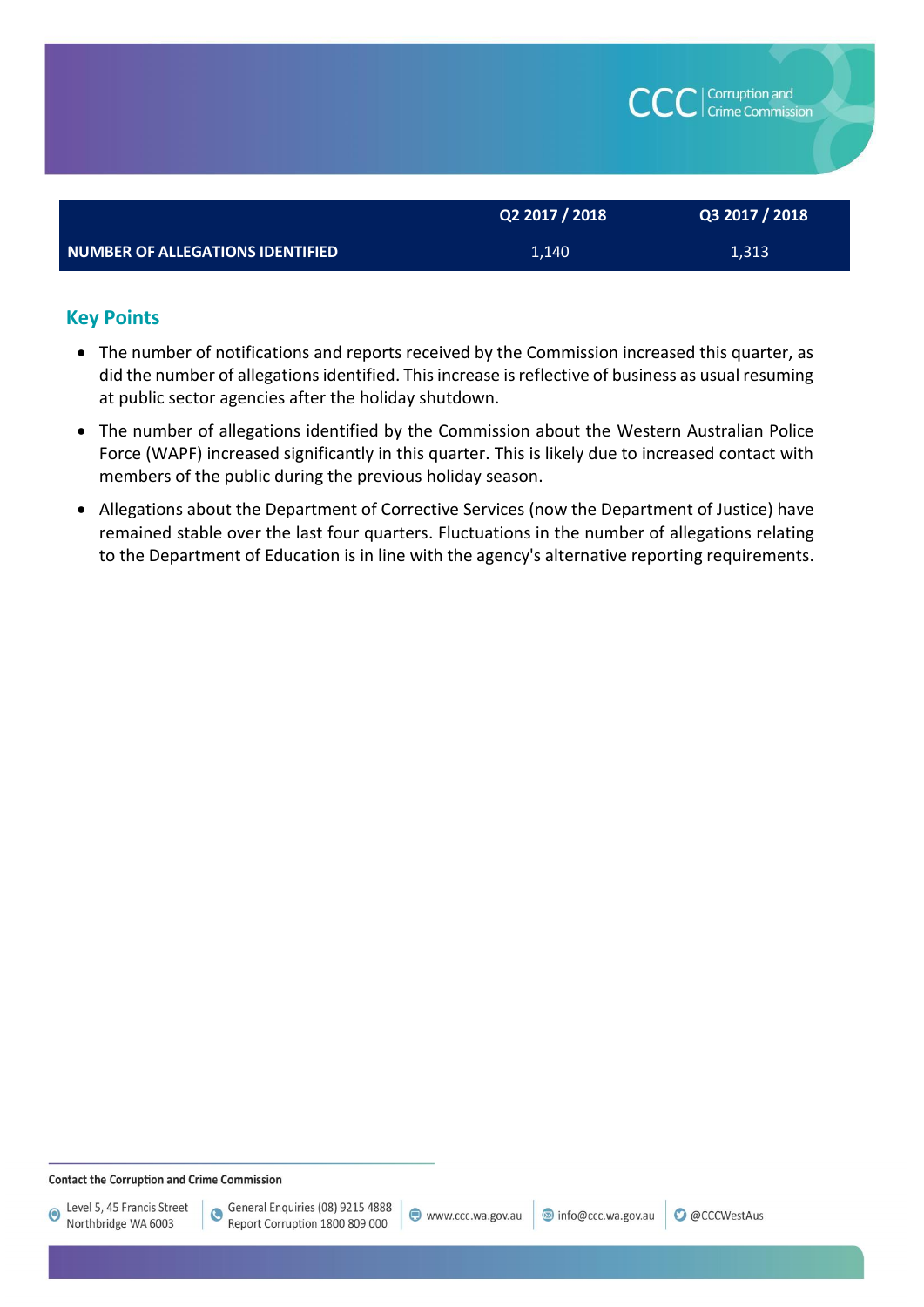| | Q2 2017 / 2018 | Q3 2017 / 2018 |
|---|---|---|
| **NUMBER OF ALLEGATIONS IDENTIFIED** | 1,140 | 1,313 |

## Key Points

- The number of notifications and reports received by the Commission increased this quarter, as did the number of allegations identified. This increase is reflective of business as usual resuming at public sector agencies after the holiday shutdown.
- The number of allegations identified by the Commission about the Western Australian Police Force (WAPF) increased significantly in this quarter. This is likely due to increased contact with members of the public during the previous holiday season.
- Allegations about the Department of Corrective Services (now the Department of Justice) have remained stable over the last four quarters. Fluctuations in the number of allegations relating to the Department of Education is in line with the agency's alternative reporting requirements.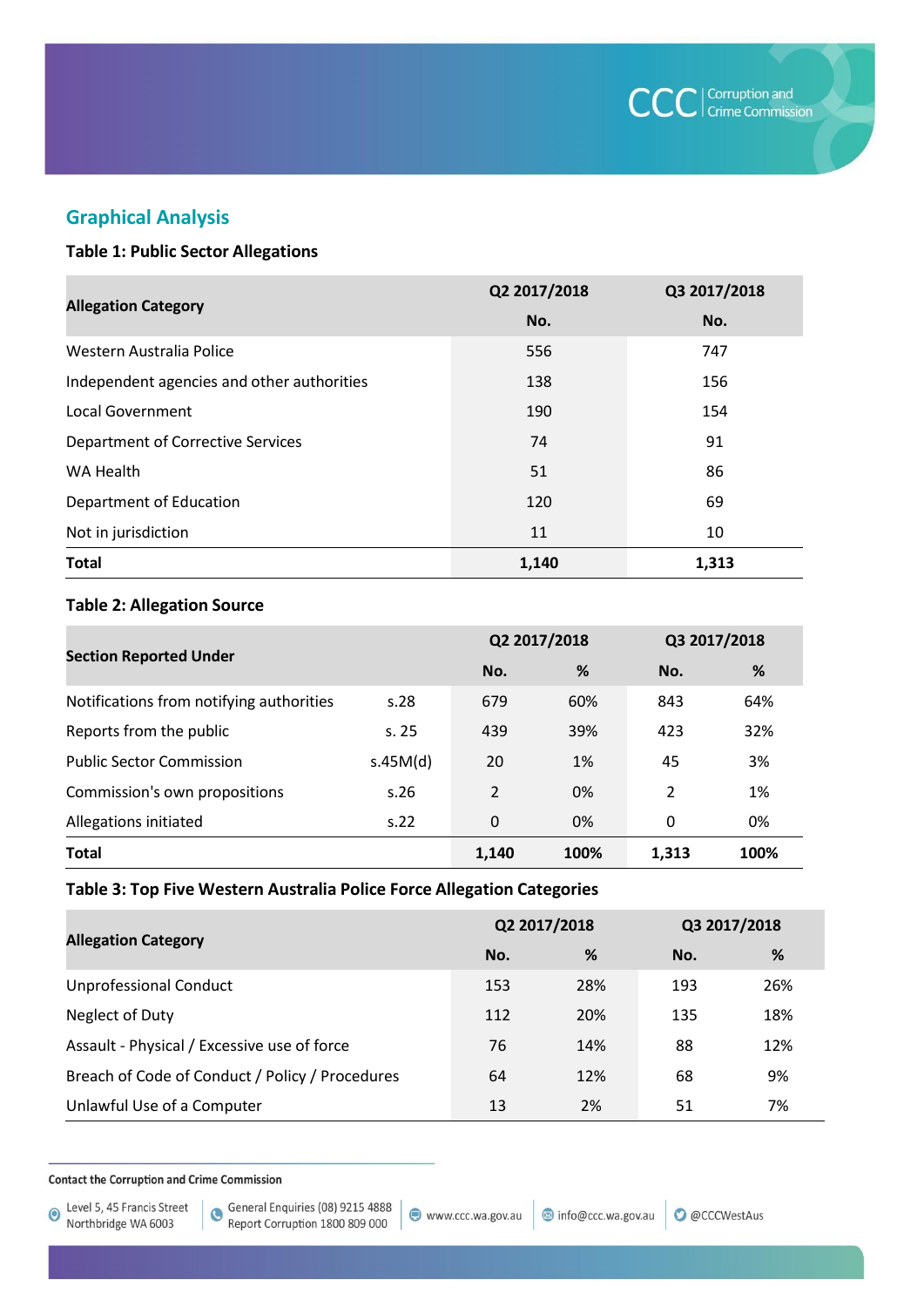## Graphical Analysis

**Table 1: Public Sector Allegations**

| Allegation Category | Q2 2017/2018 | Q3 2017/2018 |
|---|---|---|
| | No. | No. |
| Western Australia Police | 556 | 747 |
| Independent agencies and other authorities | 138 | 156 |
| Local Government | 190 | 154 |
| Department of Corrective Services | 74 | 91 |
| WA Health | 51 | 86 |
| Department of Education | 120 | 69 |
| Not in jurisdiction | 11 | 10 |
| **Total** | **1,140** | **1,313** |

**Table 2: Allegation Source**

| Section Reported Under | | Q2 2017/2018 | | Q3 2017/2018 | |
|---|---|---|---|---|---|
| | | No. | % | No. | % |
| Notifications from notifying authorities | s.28 | 679 | 60% | 843 | 64% |
| Reports from the public | s. 25 | 439 | 39% | 423 | 32% |
| Public Sector Commission | s.45M(d) | 20 | 1% | 45 | 3% |
| Commission's own propositions | s.26 | 2 | 0% | 2 | 1% |
| Allegations initiated | s.22 | 0 | 0% | 0 | 0% |
| **Total** | | **1,140** | **100%** | **1,313** | **100%** |

**Table 3: Top Five Western Australia Police Force Allegation Categories**

| Allegation Category | Q2 2017/2018 | | Q3 2017/2018 | |
|---|---|---|---|---|
| | No. | % | No. | % |
| Unprofessional Conduct | 153 | 28% | 193 | 26% |
| Neglect of Duty | 112 | 20% | 135 | 18% |
| Assault - Physical / Excessive use of force | 76 | 14% | 88 | 12% |
| Breach of Code of Conduct / Policy / Procedures | 64 | 12% | 68 | 9% |
| Unlawful Use of a Computer | 13 | 2% | 51 | 7% |

**Contact the Corruption and Crime Commission**

Level 5, 45 Francis Street Northbridge WA 6003 | General Enquiries (08) 9215 4888 Report Corruption 1800 809 000 | www.ccc.wa.gov.au | info@ccc.wa.gov.au | @CCCWestAus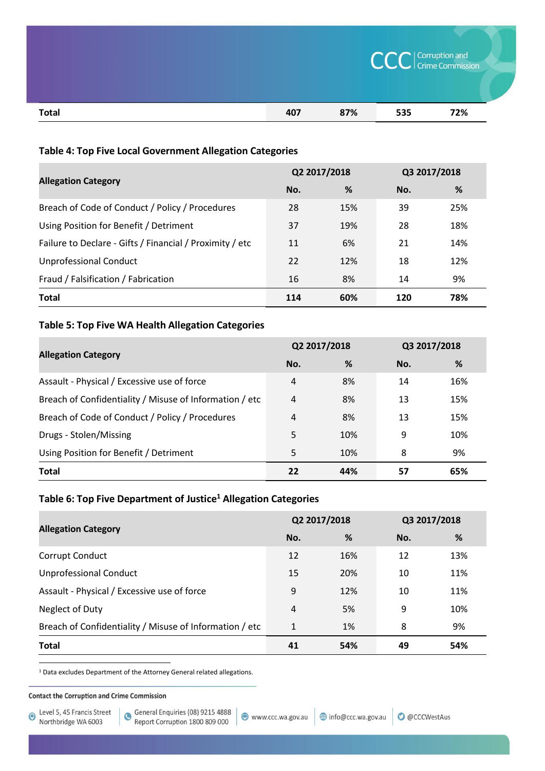| Total | 407 | 87% | 535 | 72% |
|---|---|---|---|---|

### Table 4: Top Five Local Government Allegation Categories

| Allegation Category | Q2 2017/2018 | | Q3 2017/2018 | |
|---|---|---|---|---|
| | No. | % | No. | % |
| Breach of Code of Conduct / Policy / Procedures | 28 | 15% | 39 | 25% |
| Using Position for Benefit / Detriment | 37 | 19% | 28 | 18% |
| Failure to Declare - Gifts / Financial / Proximity / etc | 11 | 6% | 21 | 14% |
| Unprofessional Conduct | 22 | 12% | 18 | 12% |
| Fraud / Falsification / Fabrication | 16 | 8% | 14 | 9% |
| **Total** | **114** | **60%** | **120** | **78%** |

### Table 5: Top Five WA Health Allegation Categories

| Allegation Category | Q2 2017/2018 | | Q3 2017/2018 | |
|---|---|---|---|---|
| | No. | % | No. | % |
| Assault - Physical / Excessive use of force | 4 | 8% | 14 | 16% |
| Breach of Confidentiality / Misuse of Information / etc | 4 | 8% | 13 | 15% |
| Breach of Code of Conduct / Policy / Procedures | 4 | 8% | 13 | 15% |
| Drugs - Stolen/Missing | 5 | 10% | 9 | 10% |
| Using Position for Benefit / Detriment | 5 | 10% | 8 | 9% |
| **Total** | **22** | **44%** | **57** | **65%** |

### Table 6: Top Five Department of Justice[1] Allegation Categories

| Allegation Category | Q2 2017/2018 | | Q3 2017/2018 | |
|---|---|---|---|---|
| | No. | % | No. | % |
| Corrupt Conduct | 12 | 16% | 12 | 13% |
| Unprofessional Conduct | 15 | 20% | 10 | 11% |
| Assault - Physical / Excessive use of force | 9 | 12% | 10 | 11% |
| Neglect of Duty | 4 | 5% | 9 | 10% |
| Breach of Confidentiality / Misuse of Information / etc | 1 | 1% | 8 | 9% |
| **Total** | **41** | **54%** | **49** | **54%** |

[1] Data excludes Department of the Attorney General related allegations.

**Contact the Corruption and Crime Commission**

Level 5, 45 Francis Street, Northbridge WA 6003 | General Enquiries (08) 9215 4888, Report Corruption 1800 809 000 | www.ccc.wa.gov.au | info@ccc.wa.gov.au | @CCCWestAus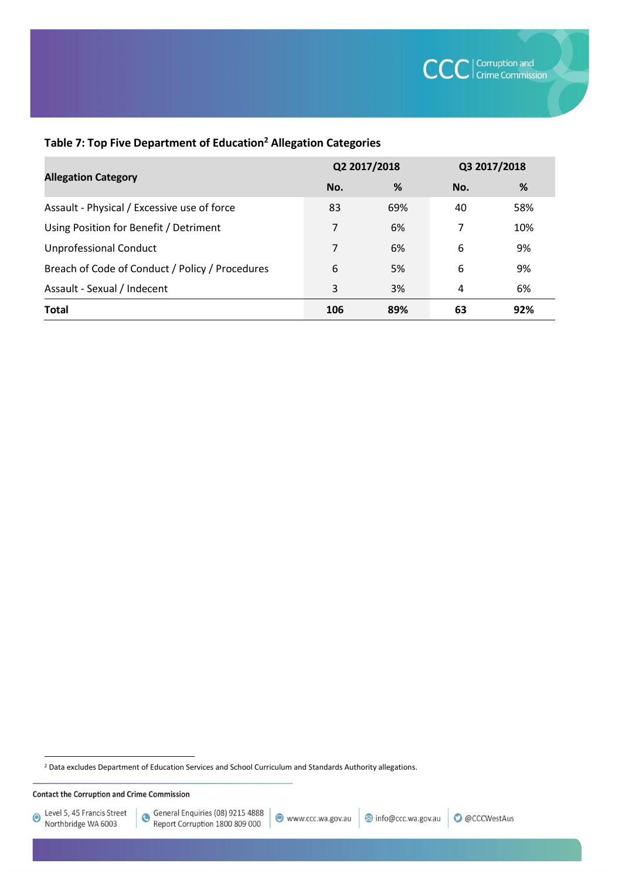### Table 7: Top Five Department of Education[2] Allegation Categories

| Allegation Category | Q2 2017/2018 | | Q3 2017/2018 | |
|---|---|---|---|---|
| | No. | % | No. | % |
| Assault - Physical / Excessive use of force | 83 | 69% | 40 | 58% |
| Using Position for Benefit / Detriment | 7 | 6% | 7 | 10% |
| Unprofessional Conduct | 7 | 6% | 6 | 9% |
| Breach of Code of Conduct / Policy / Procedures | 6 | 5% | 6 | 9% |
| Assault - Sexual / Indecent | 3 | 3% | 4 | 6% |
| **Total** | **106** | **89%** | **63** | **92%** |

[2] Data excludes Department of Education Services and School Curriculum and Standards Authority allegations.